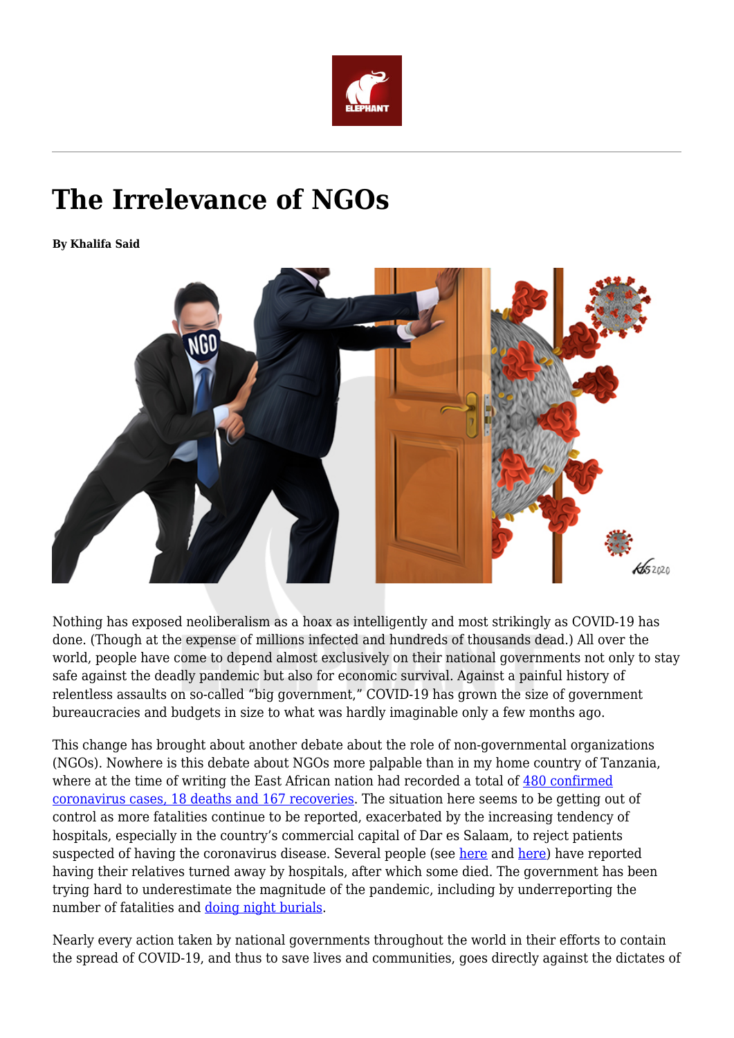# The Irrelevance of NGOs

**By Khalifa Said**

Nothing has exposed neoliberalism as a hoax as intelligently and most strikingly as COVID-19 has done. (Though at the expense of millions infected and hundreds of thousands dead.) All over the world, people have come to depend almost exclusively on their national governments not only to stay safe against the deadly pandemic but also for economic survival. Against a painful history of relentless assaults on so-called "big government," COVID-19 has grown the size of government bureaucracies and budgets in size to what was hardly imaginable only a few months ago.

This change has brought about another debate about the role of non-governmental organizations (NGOs). Nowhere is this debate about NGOs more palpable than in my home country of Tanzania, where at the time of writing the East African nation had recorded a total of 480 confirmed coronavirus cases, 18 deaths and 167 recoveries. The situation here seems to be getting out of control as more fatalities continue to be reported, exacerbated by the increasing tendency of hospitals, especially in the country's commercial capital of Dar es Salaam, to reject patients suspected of having the coronavirus disease. Several people (see here and here) have reported having their relatives turned away by hospitals, after which some died. The government has been trying hard to underestimate the magnitude of the pandemic, including by underreporting the number of fatalities and doing night burials.

Nearly every action taken by national governments throughout the world in their efforts to contain the spread of COVID-19, and thus to save lives and communities, goes directly against the dictates of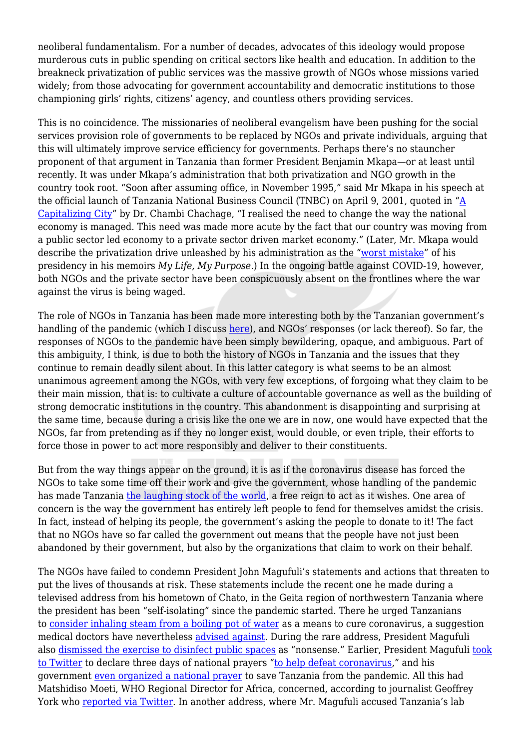neoliberal fundamentalism. For a number of decades, advocates of this ideology would propose murderous cuts in public spending on critical sectors like health and education. In addition to the breakneck privatization of public services was the massive growth of NGOs whose missions varied widely; from those advocating for government accountability and democratic institutions to those championing girls' rights, citizens' agency, and countless others providing services.

This is no coincidence. The missionaries of neoliberal evangelism have been pushing for the social services provision role of governments to be replaced by NGOs and private individuals, arguing that this will ultimately improve service efficiency for governments. Perhaps there's no stauncher proponent of that argument in Tanzania than former President Benjamin Mkapa—or at least until recently. It was under Mkapa's administration that both privatization and NGO growth in the country took root. "Soon after assuming office, in November 1995," said Mr Mkapa in his speech at the official launch of Tanzania National Business Council (TNBC) on April 9, 2001, quoted in "A Capitalizing City" by Dr. Chambi Chachage, "I realised the need to change the way the national economy is managed. This need was made more acute by the fact that our country was moving from a public sector led economy to a private sector driven market economy." (Later, Mr. Mkapa would describe the privatization drive unleashed by his administration as the "worst mistake" of his presidency in his memoirs *My Life, My Purpose*.) In the ongoing battle against COVID-19, however, both NGOs and the private sector have been conspicuously absent on the frontlines where the war against the virus is being waged.

The role of NGOs in Tanzania has been made more interesting both by the Tanzanian government's handling of the pandemic (which I discuss here), and NGOs' responses (or lack thereof). So far, the responses of NGOs to the pandemic have been simply bewildering, opaque, and ambiguous. Part of this ambiguity, I think, is due to both the history of NGOs in Tanzania and the issues that they continue to remain deadly silent about. In this latter category is what seems to be an almost unanimous agreement among the NGOs, with very few exceptions, of forgoing what they claim to be their main mission, that is: to cultivate a culture of accountable governance as well as the building of strong democratic institutions in the country. This abandonment is disappointing and surprising at the same time, because during a crisis like the one we are in now, one would have expected that the NGOs, far from pretending as if they no longer exist, would double, or even triple, their efforts to force those in power to act more responsibly and deliver to their constituents.

But from the way things appear on the ground, it is as if the coronavirus disease has forced the NGOs to take some time off their work and give the government, whose handling of the pandemic has made Tanzania the laughing stock of the world, a free reign to act as it wishes. One area of concern is the way the government has entirely left people to fend for themselves amidst the crisis. In fact, instead of helping its people, the government's asking the people to donate to it! The fact that no NGOs have so far called the government out means that the people have not just been abandoned by their government, but also by the organizations that claim to work on their behalf.

The NGOs have failed to condemn President John Magufuli's statements and actions that threaten to put the lives of thousands at risk. These statements include the recent one he made during a televised address from his hometown of Chato, in the Geita region of northwestern Tanzania where the president has been "self-isolating" since the pandemic started. There he urged Tanzanians to consider inhaling steam from a boiling pot of water as a means to cure coronavirus, a suggestion medical doctors have nevertheless advised against. During the rare address, President Magufuli also dismissed the exercise to disinfect public spaces as "nonsense." Earlier, President Magufuli took to Twitter to declare three days of national prayers "to help defeat coronavirus," and his government even organized a national prayer to save Tanzania from the pandemic. All this had Matshidiso Moeti, WHO Regional Director for Africa, concerned, according to journalist Geoffrey York who reported via Twitter. In another address, where Mr. Magufuli accused Tanzania's lab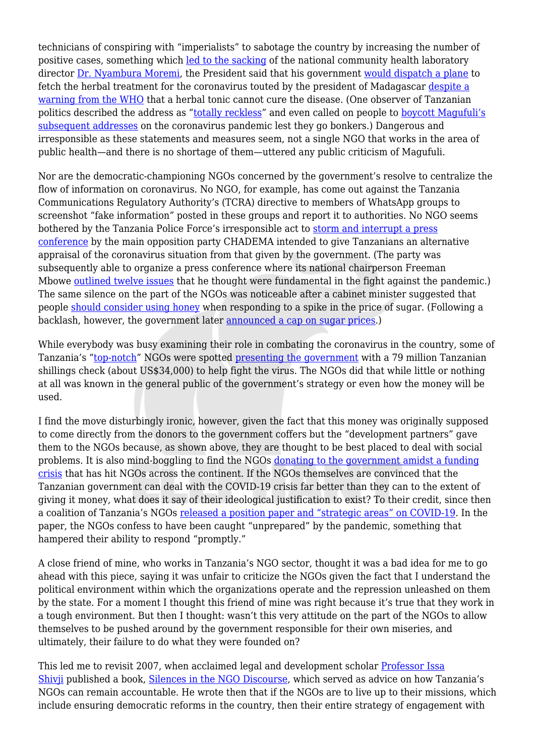technicians of conspiring with "imperialists" to sabotage the country by increasing the number of positive cases, something which led to the sacking of the national community health laboratory director Dr. Nyambura Moremi, the President said that his government would dispatch a plane to fetch the herbal treatment for the coronavirus touted by the president of Madagascar despite a warning from the WHO that a herbal tonic cannot cure the disease. (One observer of Tanzanian politics described the address as "totally reckless" and even called on people to boycott Magufuli's subsequent addresses on the coronavirus pandemic lest they go bonkers.) Dangerous and irresponsible as these statements and measures seem, not a single NGO that works in the area of public health—and there is no shortage of them—uttered any public criticism of Magufuli.

Nor are the democratic-championing NGOs concerned by the government's resolve to centralize the flow of information on coronavirus. No NGO, for example, has come out against the Tanzania Communications Regulatory Authority's (TCRA) directive to members of WhatsApp groups to screenshot "fake information" posted in these groups and report it to authorities. No NGO seems bothered by the Tanzania Police Force's irresponsible act to storm and interrupt a press conference by the main opposition party CHADEMA intended to give Tanzanians an alternative appraisal of the coronavirus situation from that given by the government. (The party was subsequently able to organize a press conference where its national chairperson Freeman Mbowe outlined twelve issues that he thought were fundamental in the fight against the pandemic.) The same silence on the part of the NGOs was noticeable after a cabinet minister suggested that people should consider using honey when responding to a spike in the price of sugar. (Following a backlash, however, the government later announced a cap on sugar prices.)

While everybody was busy examining their role in combating the coronavirus in the country, some of Tanzania's "top-notch" NGOs were spotted presenting the government with a 79 million Tanzanian shillings check (about US$34,000) to help fight the virus. The NGOs did that while little or nothing at all was known in the general public of the government's strategy or even how the money will be used.

I find the move disturbingly ironic, however, given the fact that this money was originally supposed to come directly from the donors to the government coffers but the "development partners" gave them to the NGOs because, as shown above, they are thought to be best placed to deal with social problems. It is also mind-boggling to find the NGOs donating to the government amidst a funding crisis that has hit NGOs across the continent. If the NGOs themselves are convinced that the Tanzanian government can deal with the COVID-19 crisis far better than they can to the extent of giving it money, what does it say of their ideological justification to exist? To their credit, since then a coalition of Tanzania's NGOs released a position paper and "strategic areas" on COVID-19. In the paper, the NGOs confess to have been caught "unprepared" by the pandemic, something that hampered their ability to respond "promptly."

A close friend of mine, who works in Tanzania's NGO sector, thought it was a bad idea for me to go ahead with this piece, saying it was unfair to criticize the NGOs given the fact that I understand the political environment within which the organizations operate and the repression unleashed on them by the state. For a moment I thought this friend of mine was right because it's true that they work in a tough environment. But then I thought: wasn't this very attitude on the part of the NGOs to allow themselves to be pushed around by the government responsible for their own miseries, and ultimately, their failure to do what they were founded on?

This led me to revisit 2007, when acclaimed legal and development scholar Professor Issa Shivji published a book, Silences in the NGO Discourse, which served as advice on how Tanzania's NGOs can remain accountable. He wrote then that if the NGOs are to live up to their missions, which include ensuring democratic reforms in the country, then their entire strategy of engagement with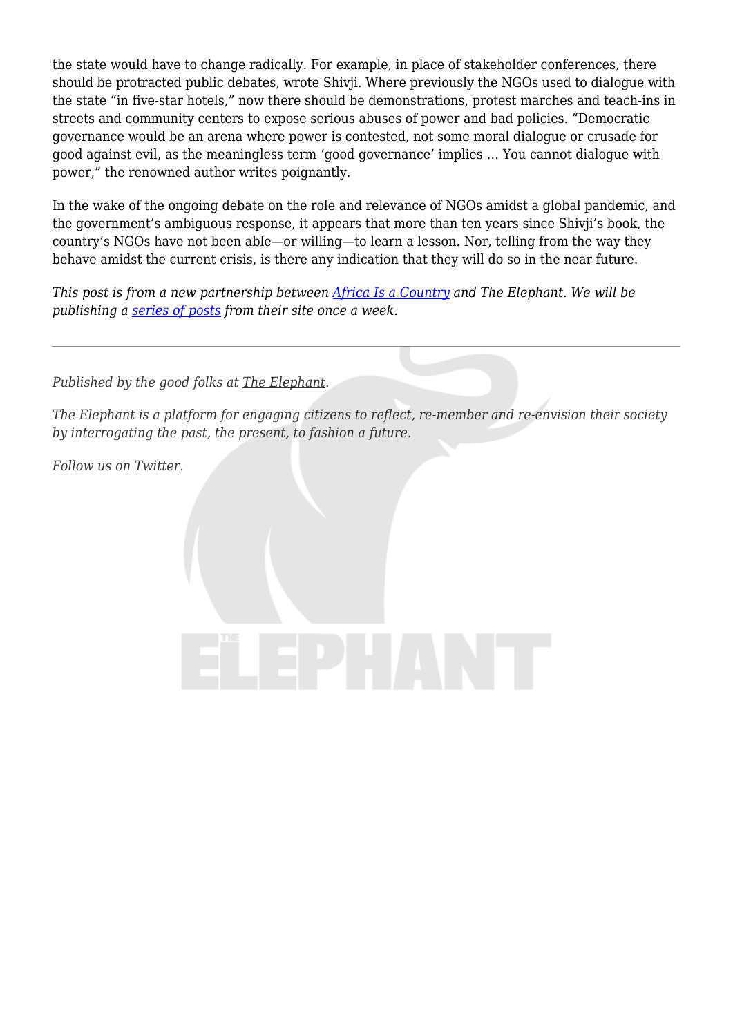the state would have to change radically. For example, in place of stakeholder conferences, there should be protracted public debates, wrote Shivji. Where previously the NGOs used to dialogue with the state "in five-star hotels," now there should be demonstrations, protest marches and teach-ins in streets and community centers to expose serious abuses of power and bad policies. "Democratic governance would be an arena where power is contested, not some moral dialogue or crusade for good against evil, as the meaningless term 'good governance' implies … You cannot dialogue with power," the renowned author writes poignantly.

In the wake of the ongoing debate on the role and relevance of NGOs amidst a global pandemic, and the government's ambiguous response, it appears that more than ten years since Shivji's book, the country's NGOs have not been able—or willing—to learn a lesson. Nor, telling from the way they behave amidst the current crisis, is there any indication that they will do so in the near future.

*This post is from a new partnership between [Africa Is a Country](#) and The Elephant. We will be publishing a [series of posts](#) from their site once a week.*

---

*Published by the good folks at [The Elephant](#).*

*The Elephant is a platform for engaging citizens to reflect, re-member and re-envision their society by interrogating the past, the present, to fashion a future.*

*Follow us on [Twitter](#).*